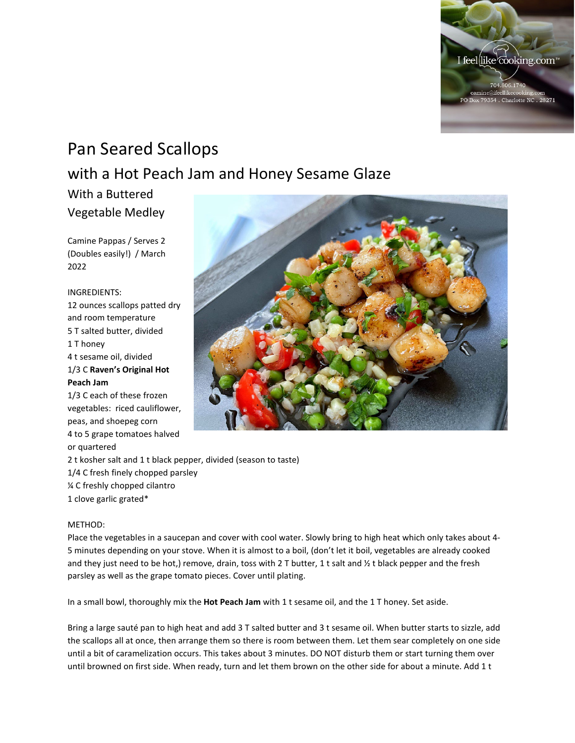I feel like cooking.com™
704.806.1740
camine@ifeellikecooking.com
PO Box 79354 . Charlotte NC . 28271

# Pan Seared Scallops

## with a Hot Peach Jam and Honey Sesame Glaze

### With a Buttered Vegetable Medley

Camine Pappas / Serves 2 (Doubles easily!) / March 2022

INGREDIENTS:
12 ounces scallops patted dry and room temperature
5 T salted butter, divided
1 T honey
4 t sesame oil, divided
1/3 C **Raven's Original Hot Peach Jam**
1/3 C each of these frozen vegetables: riced cauliflower, peas, and shoepeg corn
4 to 5 grape tomatoes halved or quartered
2 t kosher salt and 1 t black pepper, divided (season to taste)
1/4 C fresh finely chopped parsley
¼ C freshly chopped cilantro
1 clove garlic grated*

METHOD:
Place the vegetables in a saucepan and cover with cool water. Slowly bring to high heat which only takes about 4-5 minutes depending on your stove. When it is almost to a boil, (don't let it boil, vegetables are already cooked and they just need to be hot,) remove, drain, toss with 2 T butter, 1 t salt and ½ t black pepper and the fresh parsley as well as the grape tomato pieces. Cover until plating.

In a small bowl, thoroughly mix the **Hot Peach Jam** with 1 t sesame oil, and the 1 T honey. Set aside.

Bring a large sauté pan to high heat and add 3 T salted butter and 3 t sesame oil. When butter starts to sizzle, add the scallops all at once, then arrange them so there is room between them. Let them sear completely on one side until a bit of caramelization occurs. This takes about 3 minutes. DO NOT disturb them or start turning them over until browned on first side. When ready, turn and let them brown on the other side for about a minute. Add 1 t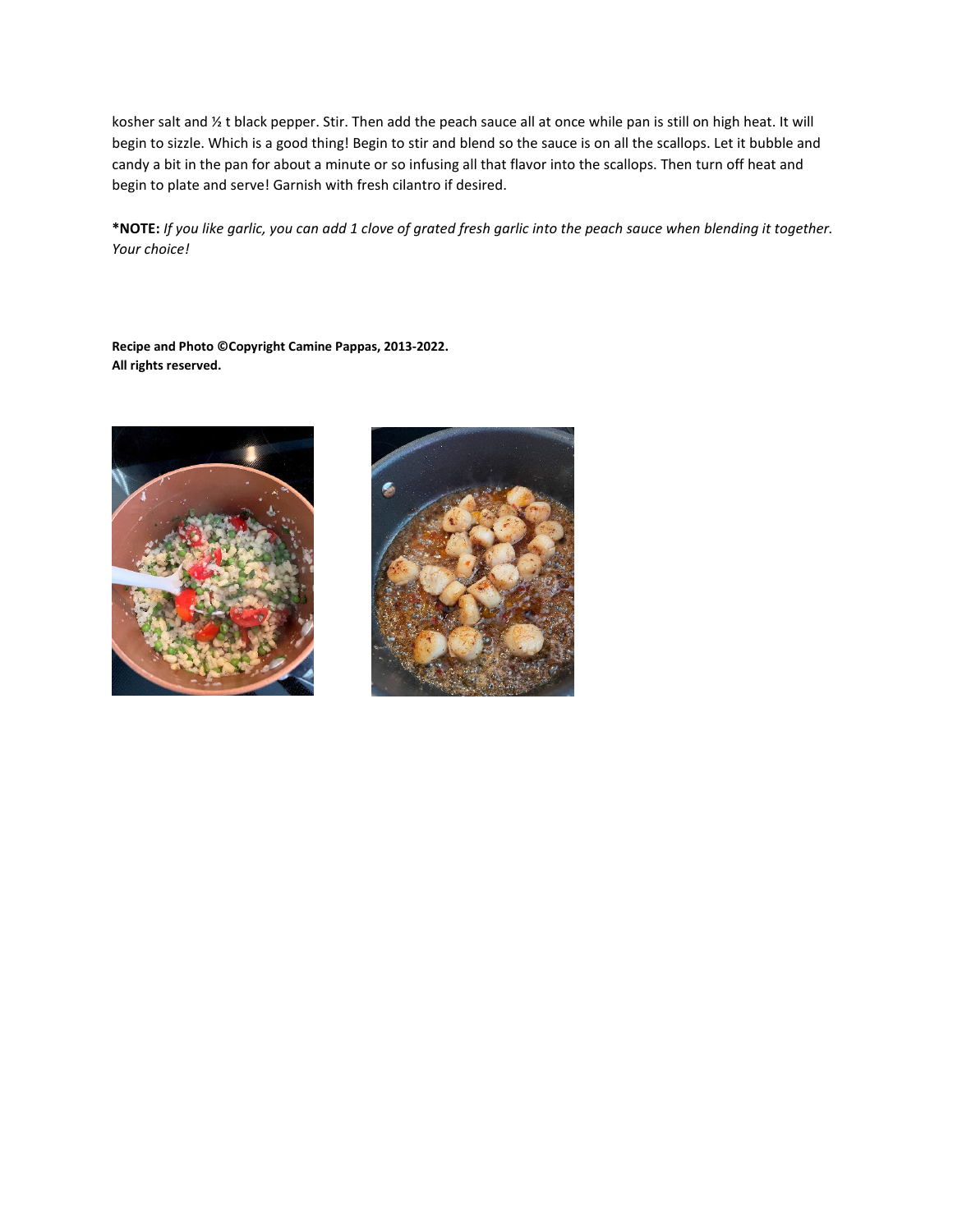kosher salt and ½ t black pepper. Stir. Then add the peach sauce all at once while pan is still on high heat. It will begin to sizzle. Which is a good thing! Begin to stir and blend so the sauce is on all the scallops. Let it bubble and candy a bit in the pan for about a minute or so infusing all that flavor into the scallops. Then turn off heat and begin to plate and serve! Garnish with fresh cilantro if desired.

***NOTE:** *If you like garlic, you can add 1 clove of grated fresh garlic into the peach sauce when blending it together. Your choice!*

**Recipe and Photo ©Copyright Camine Pappas, 2013-2022.**
**All rights reserved.**